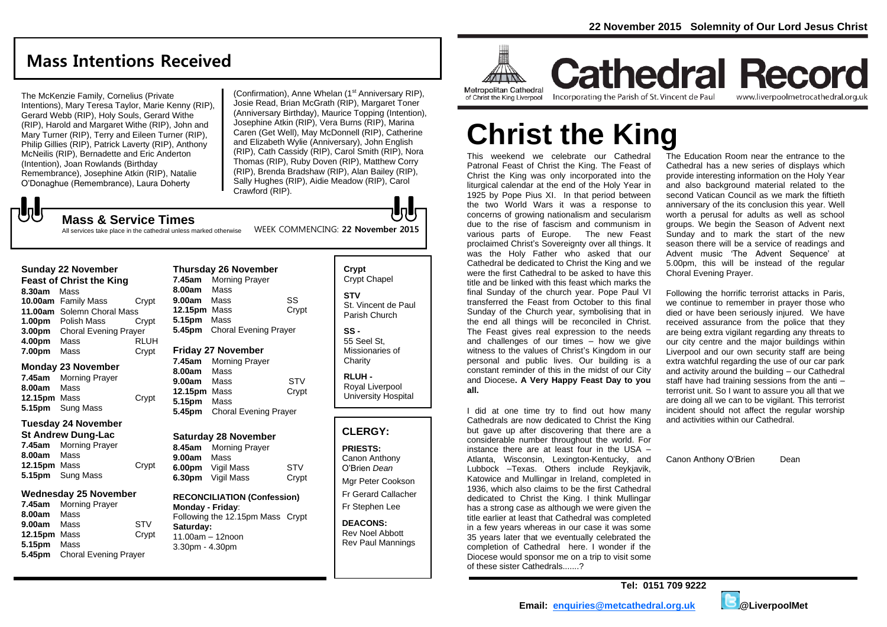22 November 2015 Solemnity of Our Lord Jesus Christ

## Mass Intentions Received

The McKenzie Family, Cornelius (Private Intentions), Mary Teresa Taylor, Marie Kenny (RIP), Gerard Webb (RIP), Holy Souls, Gerard Withe (RIP), Harold and Margaret Withe (RIP), John and Mary Turner (RIP), Terry and Eileen Turner (RIP), Philip Gillies (RIP), Patrick Laverty (RIP), Anthony McNeilis (RIP), Bernadette and Eric Anderton (Intention), Joan Rowlands (Birthday Remembrance), Josephine Atkin (RIP), Natalie O'Donaghue (Remembrance), Laura Doherty (Confirmation), Anne Whelan (1st Anniversary RIP), Josie Read, Brian McGrath (RIP), Margaret Toner (Anniversary Birthday), Maurice Topping (Intention), Josephine Atkin (RIP), Vera Burns (RIP), Marina Caren (Get Well), May McDonnell (RIP), Catherine and Elizabeth Wylie (Anniversary), John English (RIP), Cath Cassidy (RIP), Carol Smith (RIP), Nora Thomas (RIP), Ruby Doven (RIP), Matthew Corry (RIP), Brenda Bradshaw (RIP), Alan Bailey (RIP), Sally Hughes (RIP), Aidie Meadow (RIP), Carol Crawford (RIP).

## Mass & Service Times

All services take place in the cathedral unless marked otherwise

WEEK COMMENCING: **22 November 2015**

### Sunday 22 November
**Feast of Christ the King**

- **8.30am** Mass
- **10.00am** Family Mass — Crypt
- **11.00am** Solemn Choral Mass
- **1.00pm** Polish Mass — Crypt
- **3.00pm** Choral Evening Prayer
- **4.00pm** Mass — RLUH
- **7.00pm** Mass — Crypt

### Monday 23 November

- **7.45am** Morning Prayer
- **8.00am** Mass
- **12.15pm** Mass — Crypt
- **5.15pm** Sung Mass

### Tuesday 24 November
**St Andrew Dung-Lac**

- **7.45am** Morning Prayer
- **8.00am** Mass
- **12.15pm** Mass — Crypt
- **5.15pm** Sung Mass

### Wednesday 25 November

- **7.45am** Morning Prayer
- **8.00am** Mass
- **9.00am** Mass — STV
- **12.15pm** Mass — Crypt
- **5.15pm** Mass
- **5.45pm** Choral Evening Prayer

### Thursday 26 November

- **7.45am** Morning Prayer
- **8.00am** Mass
- **9.00am** Mass — SS
- **12.15pm** Mass — Crypt
- **5.15pm** Mass
- **5.45pm** Choral Evening Prayer

### Friday 27 November

- **7.45am** Morning Prayer
- **8.00am** Mass
- **9.00am** Mass — STV
- **12.15pm** Mass — Crypt
- **5.15pm** Mass
- **5.45pm** Choral Evening Prayer

### Saturday 28 November

- **8.45am** Morning Prayer
- **9.00am** Mass
- **6.00pm** Vigil Mass — STV
- **6.30pm** Vigil Mass — Crypt

**RECONCILIATION (Confession)**
**Monday - Friday**:
Following the 12.15pm Mass Crypt
**Saturday:**
11.00am – 12noon
3.30pm - 4.30pm

**Crypt**
Crypt Chapel

**STV**
St. Vincent de Paul Parish Church

**SS -**
55 Seel St, Missionaries of Charity

**RLUH -**
Royal Liverpool University Hospital

## CLERGY:

**PRIESTS:**
Canon Anthony O'Brien *Dean*
Mgr Peter Cookson
Fr Gerard Callacher
Fr Stephen Lee

**DEACONS:**
Rev Noel Abbott
Rev Paul Mannings

Metropolitan Cathedral of Christ the King Liverpool

# Cathedral Record

Incorporating the Parish of St. Vincent de Paul

www.liverpoolmetrocathedral.org.uk

# Christ the King

This weekend we celebrate our Cathedral Patronal Feast of Christ the King. The Feast of Christ the King was only incorporated into the liturgical calendar at the end of the Holy Year in 1925 by Pope Pius XI. In that period between the two World Wars it was a response to concerns of growing nationalism and secularism due to the rise of fascism and communism in various parts of Europe. The new Feast proclaimed Christ's Sovereignty over all things. It was the Holy Father who asked that our Cathedral be dedicated to Christ the King and we were the first Cathedral to be asked to have this title and be linked with this feast which marks the final Sunday of the church year. Pope Paul VI transferred the Feast from October to this final Sunday of the Church year, symbolising that in the end all things will be reconciled in Christ. The Feast gives real expression to the needs and challenges of our times – how we give witness to the values of Christ's Kingdom in our personal and public lives. Our building is a constant reminder of this in the midst of our City and Diocese**. A Very Happy Feast Day to you all.**

I did at one time try to find out how many Cathedrals are now dedicated to Christ the King but gave up after discovering that there are a considerable number throughout the world. For instance there are at least four in the USA – Atlanta, Wisconsin, Lexington-Kentucky, and Lubbock –Texas. Others include Reykjavik, Katowice and Mullingar in Ireland, completed in 1936, which also claims to be the first Cathedral dedicated to Christ the King. I think Mullingar has a strong case as although we were given the title earlier at least that Cathedral was completed in a few years whereas in our case it was some 35 years later that we eventually celebrated the completion of Cathedral here. I wonder if the Diocese would sponsor me on a trip to visit some of these sister Cathedrals.......?

The Education Room near the entrance to the Cathedral has a new series of displays which provide interesting information on the Holy Year and also background material related to the second Vatican Council as we mark the fiftieth anniversary of the its conclusion this year. Well worth a perusal for adults as well as school groups. We begin the Season of Advent next Sunday and to mark the start of the new season there will be a service of readings and Advent music 'The Advent Sequence' at 5.00pm, this will be instead of the regular Choral Evening Prayer.

Following the horrific terrorist attacks in Paris, we continue to remember in prayer those who died or have been seriously injured. We have received assurance from the police that they are being extra vigilant regarding any threats to our city centre and the major buildings within Liverpool and our own security staff are being extra watchful regarding the use of our car park and activity around the building – our Cathedral staff have had training sessions from the anti – terrorist unit. So I want to assure you all that we are doing all we can to be vigilant. This terrorist incident should not affect the regular worship and activities within our Cathedral.

Canon Anthony O'Brien Dean

**Tel: 0151 709 9222**

**Email: enquiries@metcathedral.org.uk** **@LiverpoolMet**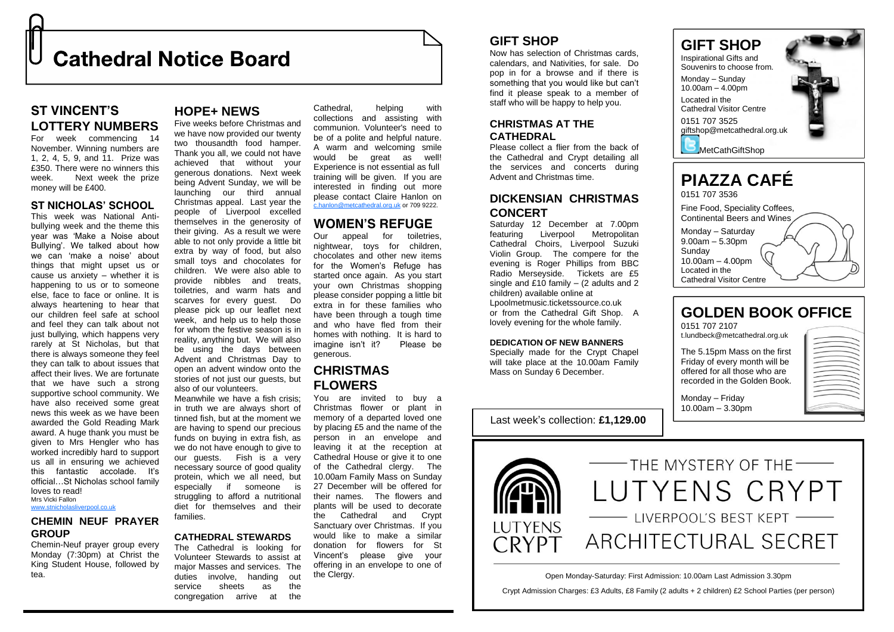# Cathedral Notice Board

## ST VINCENT'S LOTTERY NUMBERS

For week commencing 14 November. Winning numbers are 1, 2, 4, 5, 9, and 11. Prize was £350. There were no winners this week. Next week the prize money will be £400.

### ST NICHOLAS' SCHOOL

This week was National Anti-bullying week and the theme this year was 'Make a Noise about Bullying'. We talked about how we can 'make a noise' about things that might upset us or cause us anxiety – whether it is happening to us or to someone else, face to face or online. It is always heartening to hear that our children feel safe at school and feel they can talk about not just bullying, which happens very rarely at St Nicholas, but that there is always someone they feel they can talk to about issues that affect their lives. We are fortunate that we have such a strong supportive school community. We have also received some great news this week as we have been awarded the Gold Reading Mark award. A huge thank you must be given to Mrs Hengler who has worked incredibly hard to support us all in ensuring we achieved this fantastic accolade. It's official…St Nicholas school family loves to read!

Mrs Vicki Fallon
www.stnicholasliverpool.co.uk

### CHEMIN NEUF PRAYER GROUP

Chemin-Neuf prayer group every Monday (7:30pm) at Christ the King Student House, followed by tea.

## HOPE+ NEWS

Five weeks before Christmas and we have now provided our twenty two thousandth food hamper. Thank you all, we could not have achieved that without your generous donations. Next week being Advent Sunday, we will be launching our third annual Christmas appeal. Last year the people of Liverpool excelled themselves in the generosity of their giving. As a result we were able to not only provide a little bit extra by way of food, but also small toys and chocolates for children. We were also able to provide nibbles and treats, toiletries, and warm hats and scarves for every guest. Do please pick up our leaflet next week, and help us to help those for whom the festive season is in reality, anything but. We will also be using the days between Advent and Christmas Day to open an advent window onto the stories of not just our guests, but also of our volunteers.

Meanwhile we have a fish crisis; in truth we are always short of tinned fish, but at the moment we are having to spend our precious funds on buying in extra fish, as we do not have enough to give to our guests. Fish is a very necessary source of good quality protein, which we all need, but especially if someone is struggling to afford a nutritional diet for themselves and their families.

### CATHEDRAL STEWARDS

The Cathedral is looking for Volunteer Stewards to assist at major Masses and services. The duties involve, handing out service sheets as the congregation arrive at the Cathedral, helping with collections and assisting with communion. Volunteer's need to be of a polite and helpful nature. A warm and welcoming smile would be great as well! Experience is not essential as full training will be given. If you are interested in finding out more please contact Claire Hanlon on c.hanlon@metcathedral.org.uk or 709 9222.

## WOMEN'S REFUGE

Our appeal for toiletries, nightwear, toys for children, chocolates and other new items for the Women's Refuge has started once again. As you start your own Christmas shopping please consider popping a little bit extra in for these families who have been through a tough time and who have fled from their homes with nothing. It is hard to imagine isn't it? Please be generous.

## CHRISTMAS FLOWERS

You are invited to buy a Christmas flower or plant in memory of a departed loved one by placing £5 and the name of the person in an envelope and leaving it at the reception at Cathedral House or give it to one of the Cathedral clergy. The 10.00am Family Mass on Sunday 27 December will be offered for their names. The flowers and plants will be used to decorate the Cathedral and Crypt Sanctuary over Christmas. If you would like to make a similar donation for flowers for St Vincent's please give your offering in an envelope to one of the Clergy.

## GIFT SHOP

Now has selection of Christmas cards, calendars, and Nativities, for sale. Do pop in for a browse and if there is something that you would like but can't find it please speak to a member of staff who will be happy to help you.

### CHRISTMAS AT THE CATHEDRAL

Please collect a flier from the back of the Cathedral and Crypt detailing all the services and concerts during Advent and Christmas time.

## DICKENSIAN CHRISTMAS CONCERT

Saturday 12 December at 7.00pm featuring Liverpool Metropolitan Cathedral Choirs, Liverpool Suzuki Violin Group. The compere for the evening is Roger Phillips from BBC Radio Merseyside. Tickets are £5 single and £10 family – (2 adults and 2 children) available online at Lpoolmetmusic.ticketssource.co.uk or from the Cathedral Gift Shop. A lovely evening for the whole family.

### DEDICATION OF NEW BANNERS

Specially made for the Crypt Chapel will take place at the 10.00am Family Mass on Sunday 6 December.

Last week's collection: **£1,129.00**

## GIFT SHOP

Inspirational Gifts and Souvenirs to choose from.

Monday – Sunday
10.00am – 4.00pm

Located in the Cathedral Visitor Centre

0151 707 3525
giftshop@metcathedral.org.uk

MetCathGiftShop

## PIAZZA CAFÉ

0151 707 3536

Fine Food, Speciality Coffees, Continental Beers and Wines

Monday – Saturday
9.00am – 5.30pm
Sunday
10.00am – 4.00pm
Located in the Cathedral Visitor Centre

## GOLDEN BOOK OFFICE

0151 707 2107
t.lundbeck@metcathedral.org.uk

The 5.15pm Mass on the first Friday of every month will be offered for all those who are recorded in the Golden Book.

Monday – Friday
10.00am – 3.30pm

LUTYENS CRYPT

THE MYSTERY OF THE LUTYENS CRYPT

LIVERPOOL'S BEST KEPT ARCHITECTURAL SECRET

Open Monday-Saturday: First Admission: 10.00am Last Admission 3.30pm

Crypt Admission Charges: £3 Adults, £8 Family (2 adults + 2 children) £2 School Parties (per person)